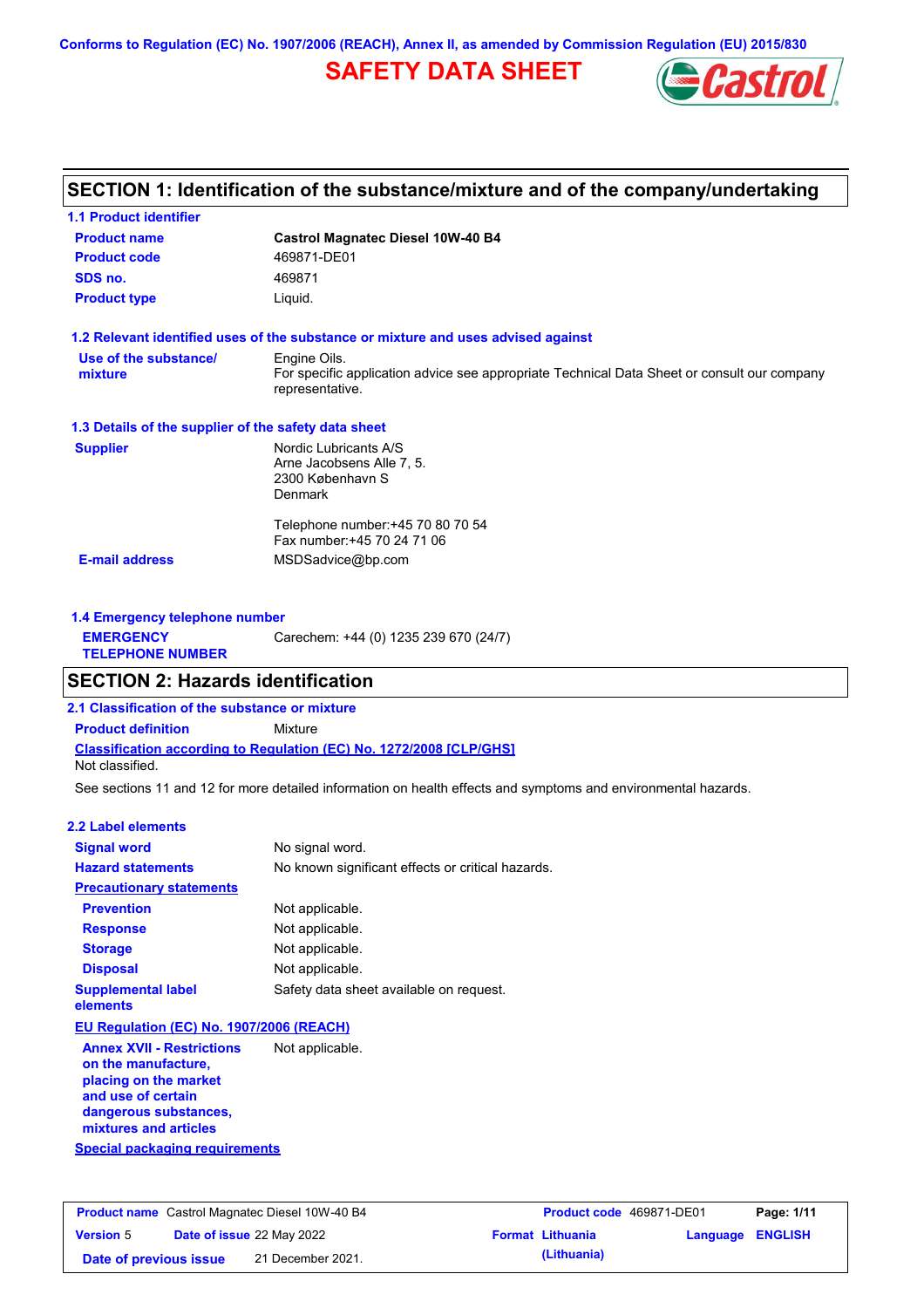Conforms to Regulation (EC) No. 1907/2006 (REACH), Annex II, as amended by Commission Regulation (EU) 2015/830

# SAFETY DATA SHEET

## SECTION 1: Identification of the substance/mixture and of the company/undertaking

### 1.1 Product identifier

| | |
|---|---|
| **Product name** | **Castrol Magnatec Diesel 10W-40 B4** |
| **Product code** | 469871-DE01 |
| **SDS no.** | 469871 |
| **Product type** | Liquid. |

### 1.2 Relevant identified uses of the substance or mixture and uses advised against

**Use of the substance/ mixture**: Engine Oils.
For specific application advice see appropriate Technical Data Sheet or consult our company representative.

### 1.3 Details of the supplier of the safety data sheet

**Supplier**
Nordic Lubricants A/S
Arne Jacobsens Alle 7, 5.
2300 København S
Denmark

Telephone number:+45 70 80 70 54
Fax number:+45 70 24 71 06

**E-mail address**: MSDSadvice@bp.com

### 1.4 Emergency telephone number

**EMERGENCY TELEPHONE NUMBER**: Carechem: +44 (0) 1235 239 670 (24/7)

## SECTION 2: Hazards identification

### 2.1 Classification of the substance or mixture

**Product definition**: Mixture

**Classification according to Regulation (EC) No. 1272/2008 [CLP/GHS]**
Not classified.

See sections 11 and 12 for more detailed information on health effects and symptoms and environmental hazards.

### 2.2 Label elements

| | |
|---|---|
| **Signal word** | No signal word. |
| **Hazard statements** | No known significant effects or critical hazards. |

**Precautionary statements**

| | |
|---|---|
| **Prevention** | Not applicable. |
| **Response** | Not applicable. |
| **Storage** | Not applicable. |
| **Disposal** | Not applicable. |
| **Supplemental label elements** | Safety data sheet available on request. |

**EU Regulation (EC) No. 1907/2006 (REACH)**

| | |
|---|---|
| **Annex XVII - Restrictions on the manufacture, placing on the market and use of certain dangerous substances, mixtures and articles** | Not applicable. |

**Special packaging requirements**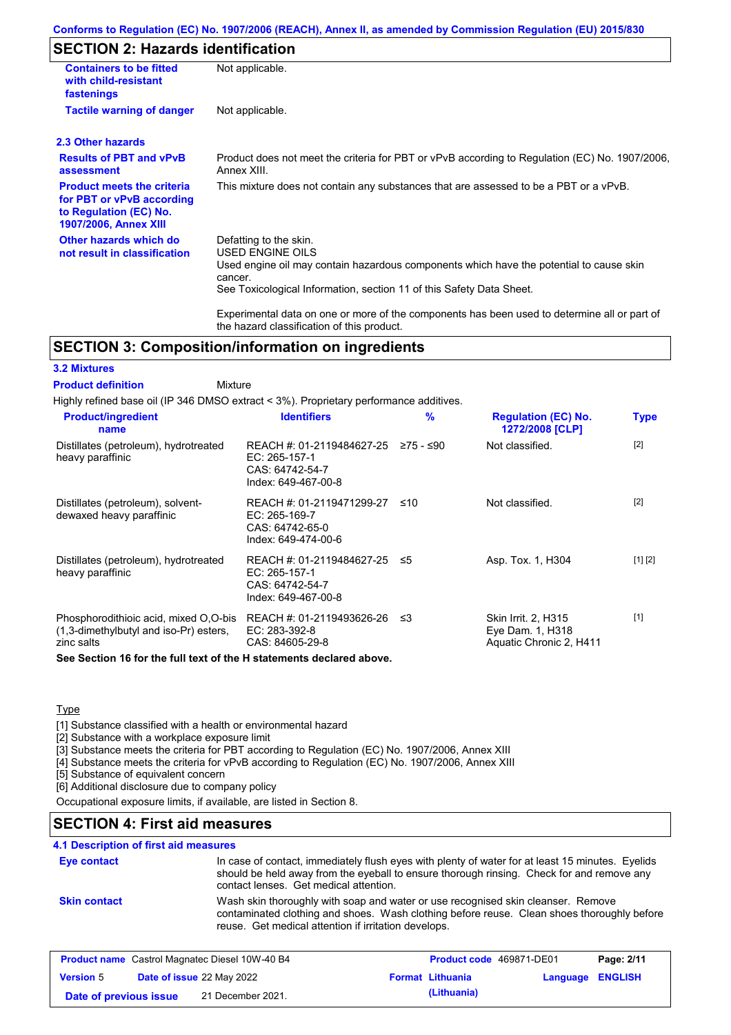Conforms to Regulation (EC) No. 1907/2006 (REACH), Annex II, as amended by Commission Regulation (EU) 2015/830

## SECTION 2: Hazards identification

| | |
|---|---|
| **Containers to be fitted with child-resistant fastenings** | Not applicable. |
| **Tactile warning of danger** | Not applicable. |

**2.3 Other hazards**

| | |
|---|---|
| **Results of PBT and vPvB assessment** | Product does not meet the criteria for PBT or vPvB according to Regulation (EC) No. 1907/2006, Annex XIII. |
| **Product meets the criteria for PBT or vPvB according to Regulation (EC) No. 1907/2006, Annex XIII** | This mixture does not contain any substances that are assessed to be a PBT or a vPvB. |
| **Other hazards which do not result in classification** | Defatting to the skin.<br>USED ENGINE OILS<br>Used engine oil may contain hazardous components which have the potential to cause skin cancer.<br>See Toxicological Information, section 11 of this Safety Data Sheet.<br><br>Experimental data on one or more of the components has been used to determine all or part of the hazard classification of this product. |

## SECTION 3: Composition/information on ingredients

**3.2 Mixtures**

**Product definition** Mixture

Highly refined base oil (IP 346 DMSO extract < 3%). Proprietary performance additives.

| Product/ingredient name | Identifiers | % | Regulation (EC) No. 1272/2008 [CLP] | Type |
|---|---|---|---|---|
| Distillates (petroleum), hydrotreated heavy paraffinic | REACH #: 01-2119484627-25<br>EC: 265-157-1<br>CAS: 64742-54-7<br>Index: 649-467-00-8 | ≥75 - ≤90 | Not classified. | [2] |
| Distillates (petroleum), solvent-dewaxed heavy paraffinic | REACH #: 01-2119471299-27<br>EC: 265-169-7<br>CAS: 64742-65-0<br>Index: 649-474-00-6 | ≤10 | Not classified. | [2] |
| Distillates (petroleum), hydrotreated heavy paraffinic | REACH #: 01-2119484627-25<br>EC: 265-157-1<br>CAS: 64742-54-7<br>Index: 649-467-00-8 | ≤5 | Asp. Tox. 1, H304 | [1] [2] |
| Phosphorodithioic acid, mixed O,O-bis (1,3-dimethylbutyl and iso-Pr) esters, zinc salts | REACH #: 01-2119493626-26<br>EC: 283-392-8<br>CAS: 84605-29-8 | ≤3 | Skin Irrit. 2, H315<br>Eye Dam. 1, H318<br>Aquatic Chronic 2, H411 | [1] |

**See Section 16 for the full text of the H statements declared above.**

Type

[1] Substance classified with a health or environmental hazard
[2] Substance with a workplace exposure limit
[3] Substance meets the criteria for PBT according to Regulation (EC) No. 1907/2006, Annex XIII
[4] Substance meets the criteria for vPvB according to Regulation (EC) No. 1907/2006, Annex XIII
[5] Substance of equivalent concern
[6] Additional disclosure due to company policy

Occupational exposure limits, if available, are listed in Section 8.

## SECTION 4: First aid measures

**4.1 Description of first aid measures**

| | |
|---|---|
| **Eye contact** | In case of contact, immediately flush eyes with plenty of water for at least 15 minutes. Eyelids should be held away from the eyeball to ensure thorough rinsing. Check for and remove any contact lenses. Get medical attention. |
| **Skin contact** | Wash skin thoroughly with soap and water or use recognised skin cleanser. Remove contaminated clothing and shoes. Wash clothing before reuse. Clean shoes thoroughly before reuse. Get medical attention if irritation develops. |

| | | | |
|---|---|---|---|
| **Product name** Castrol Magnatec Diesel 10W-40 B4 | | **Product code** 469871-DE01 | |
| **Version** 5 | **Date of issue** 22 May 2022 | **Format** Lithuania (Lithuania) | **Language** ENGLISH |
| **Date of previous issue** | 21 December 2021. | | |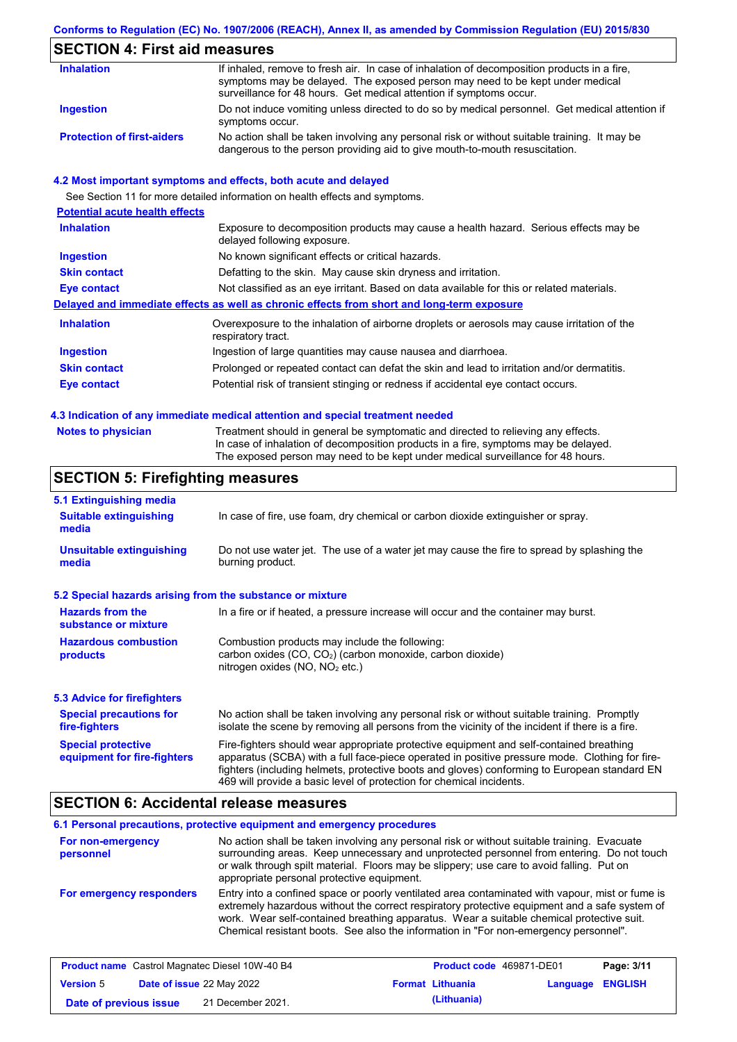## SECTION 4: First aid measures

| | |
|---|---|
| **Inhalation** | If inhaled, remove to fresh air. In case of inhalation of decomposition products in a fire, symptoms may be delayed. The exposed person may need to be kept under medical surveillance for 48 hours. Get medical attention if symptoms occur. |
| **Ingestion** | Do not induce vomiting unless directed to do so by medical personnel. Get medical attention if symptoms occur. |
| **Protection of first-aiders** | No action shall be taken involving any personal risk or without suitable training. It may be dangerous to the person providing aid to give mouth-to-mouth resuscitation. |

### 4.2 Most important symptoms and effects, both acute and delayed

See Section 11 for more detailed information on health effects and symptoms.

**Potential acute health effects**

| | |
|---|---|
| **Inhalation** | Exposure to decomposition products may cause a health hazard. Serious effects may be delayed following exposure. |
| **Ingestion** | No known significant effects or critical hazards. |
| **Skin contact** | Defatting to the skin. May cause skin dryness and irritation. |
| **Eye contact** | Not classified as an eye irritant. Based on data available for this or related materials. |

**Delayed and immediate effects as well as chronic effects from short and long-term exposure**

| | |
|---|---|
| **Inhalation** | Overexposure to the inhalation of airborne droplets or aerosols may cause irritation of the respiratory tract. |
| **Ingestion** | Ingestion of large quantities may cause nausea and diarrhoea. |
| **Skin contact** | Prolonged or repeated contact can defat the skin and lead to irritation and/or dermatitis. |
| **Eye contact** | Potential risk of transient stinging or redness if accidental eye contact occurs. |

### 4.3 Indication of any immediate medical attention and special treatment needed

| | |
|---|---|
| **Notes to physician** | Treatment should in general be symptomatic and directed to relieving any effects. In case of inhalation of decomposition products in a fire, symptoms may be delayed. The exposed person may need to be kept under medical surveillance for 48 hours. |

## SECTION 5: Firefighting measures

### 5.1 Extinguishing media

| | |
|---|---|
| **Suitable extinguishing media** | In case of fire, use foam, dry chemical or carbon dioxide extinguisher or spray. |
| **Unsuitable extinguishing media** | Do not use water jet. The use of a water jet may cause the fire to spread by splashing the burning product. |

### 5.2 Special hazards arising from the substance or mixture

| | |
|---|---|
| **Hazards from the substance or mixture** | In a fire or if heated, a pressure increase will occur and the container may burst. |
| **Hazardous combustion products** | Combustion products may include the following: carbon oxides (CO, $CO_2$) (carbon monoxide, carbon dioxide) nitrogen oxides (NO, $NO_2$ etc.) |

### 5.3 Advice for firefighters

| | |
|---|---|
| **Special precautions for fire-fighters** | No action shall be taken involving any personal risk or without suitable training. Promptly isolate the scene by removing all persons from the vicinity of the incident if there is a fire. |
| **Special protective equipment for fire-fighters** | Fire-fighters should wear appropriate protective equipment and self-contained breathing apparatus (SCBA) with a full face-piece operated in positive pressure mode. Clothing for fire-fighters (including helmets, protective boots and gloves) conforming to European standard EN 469 will provide a basic level of protection for chemical incidents. |

## SECTION 6: Accidental release measures

### 6.1 Personal precautions, protective equipment and emergency procedures

| | |
|---|---|
| **For non-emergency personnel** | No action shall be taken involving any personal risk or without suitable training. Evacuate surrounding areas. Keep unnecessary and unprotected personnel from entering. Do not touch or walk through spilt material. Floors may be slippery; use care to avoid falling. Put on appropriate personal protective equipment. |
| **For emergency responders** | Entry into a confined space or poorly ventilated area contaminated with vapour, mist or fume is extremely hazardous without the correct respiratory protective equipment and a safe system of work. Wear self-contained breathing apparatus. Wear a suitable chemical protective suit. Chemical resistant boots. See also the information in "For non-emergency personnel". |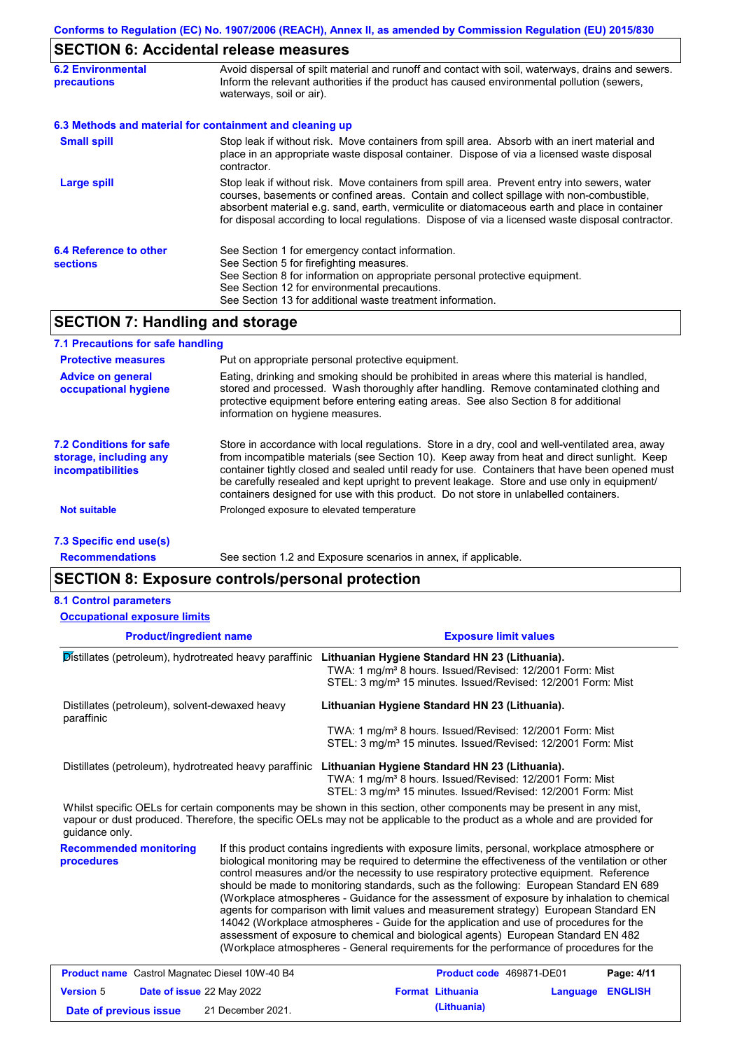Conforms to Regulation (EC) No. 1907/2006 (REACH), Annex II, as amended by Commission Regulation (EU) 2015/830

## SECTION 6: Accidental release measures

**6.2 Environmental precautions**

Avoid dispersal of spilt material and runoff and contact with soil, waterways, drains and sewers. Inform the relevant authorities if the product has caused environmental pollution (sewers, waterways, soil or air).

### 6.3 Methods and material for containment and cleaning up

**Small spill**

Stop leak if without risk. Move containers from spill area. Absorb with an inert material and place in an appropriate waste disposal container. Dispose of via a licensed waste disposal contractor.

**Large spill**

Stop leak if without risk. Move containers from spill area. Prevent entry into sewers, water courses, basements or confined areas. Contain and collect spillage with non-combustible, absorbent material e.g. sand, earth, vermiculite or diatomaceous earth and place in container for disposal according to local regulations. Dispose of via a licensed waste disposal contractor.

**6.4 Reference to other sections**

See Section 1 for emergency contact information.
See Section 5 for firefighting measures.
See Section 8 for information on appropriate personal protective equipment.
See Section 12 for environmental precautions.
See Section 13 for additional waste treatment information.

## SECTION 7: Handling and storage

### 7.1 Precautions for safe handling

**Protective measures**

Put on appropriate personal protective equipment.

**Advice on general occupational hygiene**

Eating, drinking and smoking should be prohibited in areas where this material is handled, stored and processed. Wash thoroughly after handling. Remove contaminated clothing and protective equipment before entering eating areas. See also Section 8 for additional information on hygiene measures.

**7.2 Conditions for safe storage, including any incompatibilities**

Store in accordance with local regulations. Store in a dry, cool and well-ventilated area, away from incompatible materials (see Section 10). Keep away from heat and direct sunlight. Keep container tightly closed and sealed until ready for use. Containers that have been opened must be carefully resealed and kept upright to prevent leakage. Store and use only in equipment/containers designed for use with this product. Do not store in unlabelled containers.

**Not suitable**

Prolonged exposure to elevated temperature

### 7.3 Specific end use(s)

**Recommendations**

See section 1.2 and Exposure scenarios in annex, if applicable.

## SECTION 8: Exposure controls/personal protection

### 8.1 Control parameters

**Occupational exposure limits**

| Product/ingredient name | Exposure limit values |
|---|---|
| Distillates (petroleum), hydrotreated heavy paraffinic | **Lithuanian Hygiene Standard HN 23 (Lithuania).**<br>TWA: 1 mg/m³ 8 hours. Issued/Revised: 12/2001 Form: Mist<br>STEL: 3 mg/m³ 15 minutes. Issued/Revised: 12/2001 Form: Mist |
| Distillates (petroleum), solvent-dewaxed heavy paraffinic | **Lithuanian Hygiene Standard HN 23 (Lithuania).**<br>TWA: 1 mg/m³ 8 hours. Issued/Revised: 12/2001 Form: Mist<br>STEL: 3 mg/m³ 15 minutes. Issued/Revised: 12/2001 Form: Mist |
| Distillates (petroleum), hydrotreated heavy paraffinic | **Lithuanian Hygiene Standard HN 23 (Lithuania).**<br>TWA: 1 mg/m³ 8 hours. Issued/Revised: 12/2001 Form: Mist<br>STEL: 3 mg/m³ 15 minutes. Issued/Revised: 12/2001 Form: Mist |

Whilst specific OELs for certain components may be shown in this section, other components may be present in any mist, vapour or dust produced. Therefore, the specific OELs may not be applicable to the product as a whole and are provided for guidance only.

**Recommended monitoring procedures**

If this product contains ingredients with exposure limits, personal, workplace atmosphere or biological monitoring may be required to determine the effectiveness of the ventilation or other control measures and/or the necessity to use respiratory protective equipment. Reference should be made to monitoring standards, such as the following: European Standard EN 689 (Workplace atmospheres - Guidance for the assessment of exposure by inhalation to chemical agents for comparison with limit values and measurement strategy) European Standard EN 14042 (Workplace atmospheres - Guide for the application and use of procedures for the assessment of exposure to chemical and biological agents) European Standard EN 482 (Workplace atmospheres - General requirements for the performance of procedures for the

| | | | |
|---|---|---|---|
| **Product name** Castrol Magnatec Diesel 10W-40 B4 | | **Product code** 469871-DE01 | **Page: 4/11** |
| **Version** 5 | **Date of issue** 22 May 2022 | **Format** Lithuania (Lithuania) | **Language** ENGLISH |
| **Date of previous issue** | 21 December 2021. | | |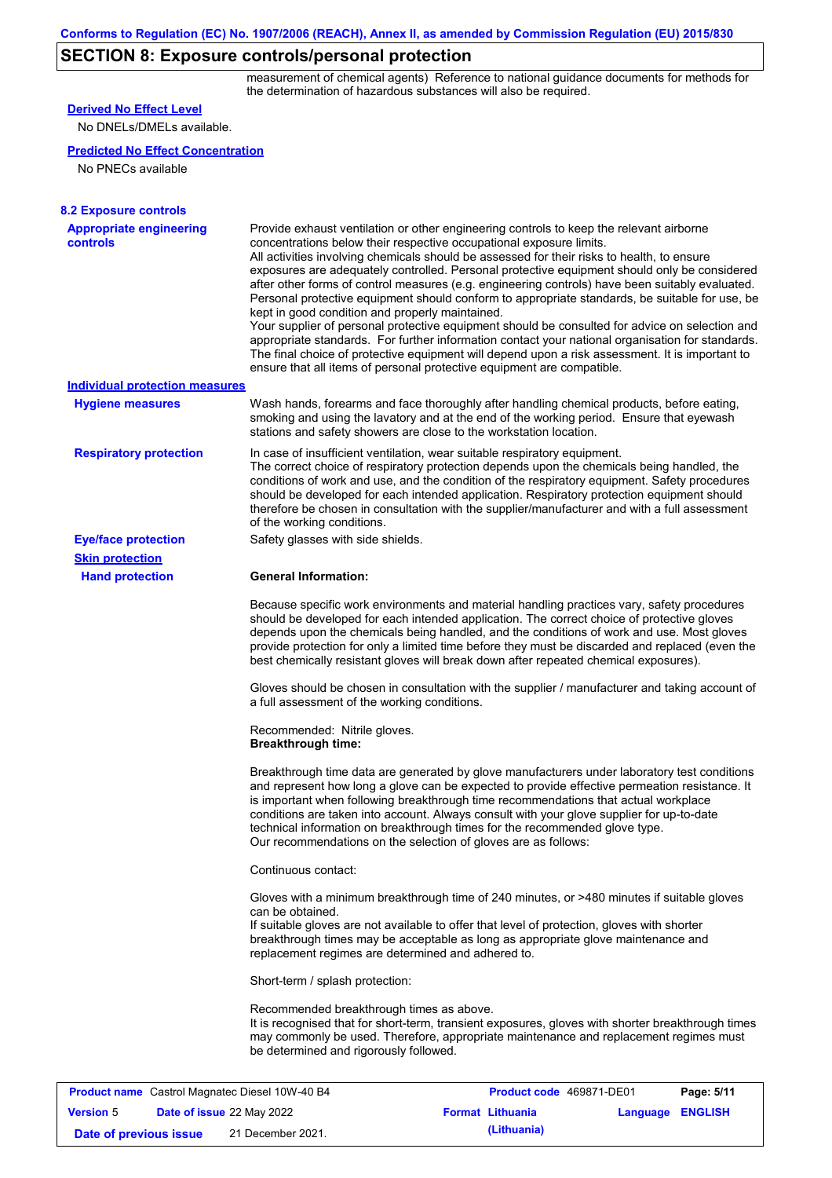## SECTION 8: Exposure controls/personal protection

measurement of chemical agents) Reference to national guidance documents for methods for the determination of hazardous substances will also be required.

**Derived No Effect Level**

No DNELs/DMELs available.

**Predicted No Effect Concentration**

No PNECs available

### 8.2 Exposure controls

**Appropriate engineering controls**

Provide exhaust ventilation or other engineering controls to keep the relevant airborne concentrations below their respective occupational exposure limits.
All activities involving chemicals should be assessed for their risks to health, to ensure exposures are adequately controlled. Personal protective equipment should only be considered after other forms of control measures (e.g. engineering controls) have been suitably evaluated. Personal protective equipment should conform to appropriate standards, be suitable for use, be kept in good condition and properly maintained.
Your supplier of personal protective equipment should be consulted for advice on selection and appropriate standards. For further information contact your national organisation for standards.
The final choice of protective equipment will depend upon a risk assessment. It is important to ensure that all items of personal protective equipment are compatible.

**Individual protection measures**

**Hygiene measures**

Wash hands, forearms and face thoroughly after handling chemical products, before eating, smoking and using the lavatory and at the end of the working period. Ensure that eyewash stations and safety showers are close to the workstation location.

**Respiratory protection**

In case of insufficient ventilation, wear suitable respiratory equipment.
The correct choice of respiratory protection depends upon the chemicals being handled, the conditions of work and use, and the condition of the respiratory equipment. Safety procedures should be developed for each intended application. Respiratory protection equipment should therefore be chosen in consultation with the supplier/manufacturer and with a full assessment of the working conditions.

**Eye/face protection**

Safety glasses with side shields.

**Skin protection**

**Hand protection**

**General Information:**

Because specific work environments and material handling practices vary, safety procedures should be developed for each intended application. The correct choice of protective gloves depends upon the chemicals being handled, and the conditions of work and use. Most gloves provide protection for only a limited time before they must be discarded and replaced (even the best chemically resistant gloves will break down after repeated chemical exposures).

Gloves should be chosen in consultation with the supplier / manufacturer and taking account of a full assessment of the working conditions.

Recommended: Nitrile gloves.
**Breakthrough time:**

Breakthrough time data are generated by glove manufacturers under laboratory test conditions and represent how long a glove can be expected to provide effective permeation resistance. It is important when following breakthrough time recommendations that actual workplace conditions are taken into account. Always consult with your glove supplier for up-to-date technical information on breakthrough times for the recommended glove type.
Our recommendations on the selection of gloves are as follows:

Continuous contact:

Gloves with a minimum breakthrough time of 240 minutes, or >480 minutes if suitable gloves can be obtained.
If suitable gloves are not available to offer that level of protection, gloves with shorter breakthrough times may be acceptable as long as appropriate glove maintenance and replacement regimes are determined and adhered to.

Short-term / splash protection:

Recommended breakthrough times as above.
It is recognised that for short-term, transient exposures, gloves with shorter breakthrough times may commonly be used. Therefore, appropriate maintenance and replacement regimes must be determined and rigorously followed.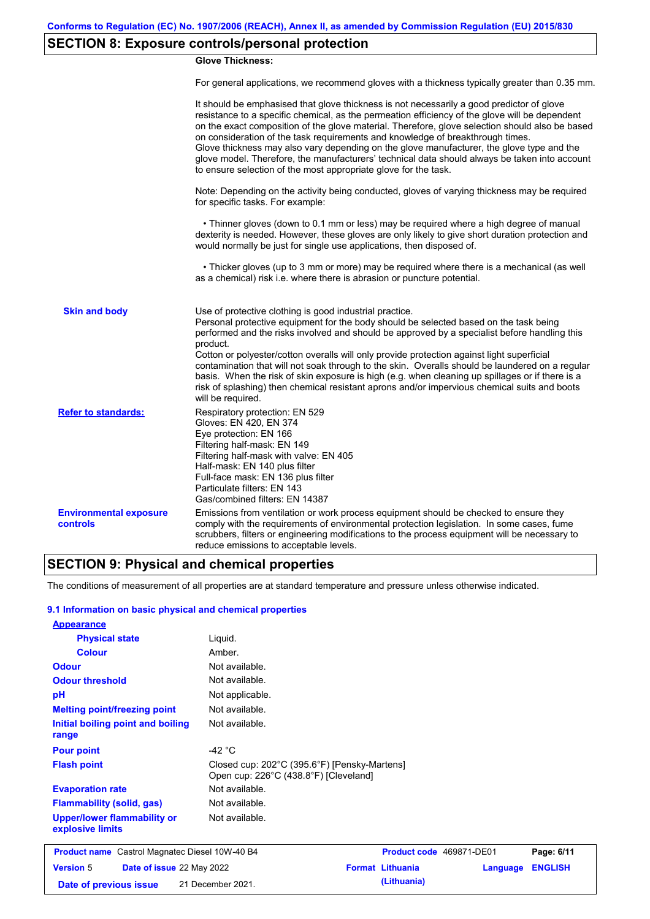## SECTION 8: Exposure controls/personal protection

**Glove Thickness:**

For general applications, we recommend gloves with a thickness typically greater than 0.35 mm.

It should be emphasised that glove thickness is not necessarily a good predictor of glove resistance to a specific chemical, as the permeation efficiency of the glove will be dependent on the exact composition of the glove material. Therefore, glove selection should also be based on consideration of the task requirements and knowledge of breakthrough times.
Glove thickness may also vary depending on the glove manufacturer, the glove type and the glove model. Therefore, the manufacturers' technical data should always be taken into account to ensure selection of the most appropriate glove for the task.

Note: Depending on the activity being conducted, gloves of varying thickness may be required for specific tasks. For example:

• Thinner gloves (down to 0.1 mm or less) may be required where a high degree of manual dexterity is needed. However, these gloves are only likely to give short duration protection and would normally be just for single use applications, then disposed of.

• Thicker gloves (up to 3 mm or more) may be required where there is a mechanical (as well as a chemical) risk i.e. where there is abrasion or puncture potential.

**Skin and body**

Use of protective clothing is good industrial practice.
Personal protective equipment for the body should be selected based on the task being performed and the risks involved and should be approved by a specialist before handling this product.
Cotton or polyester/cotton overalls will only provide protection against light superficial contamination that will not soak through to the skin. Overalls should be laundered on a regular basis. When the risk of skin exposure is high (e.g. when cleaning up spillages or if there is a risk of splashing) then chemical resistant aprons and/or impervious chemical suits and boots will be required.

**Refer to standards:**

Respiratory protection: EN 529
Gloves: EN 420, EN 374
Eye protection: EN 166
Filtering half-mask: EN 149
Filtering half-mask with valve: EN 405
Half-mask: EN 140 plus filter
Full-face mask: EN 136 plus filter
Particulate filters: EN 143
Gas/combined filters: EN 14387

**Environmental exposure controls**

Emissions from ventilation or work process equipment should be checked to ensure they comply with the requirements of environmental protection legislation. In some cases, fume scrubbers, filters or engineering modifications to the process equipment will be necessary to reduce emissions to acceptable levels.

## SECTION 9: Physical and chemical properties

The conditions of measurement of all properties are at standard temperature and pressure unless otherwise indicated.

### 9.1 Information on basic physical and chemical properties

**Appearance**

| Property | Value |
|---|---|
| Physical state | Liquid. |
| Colour | Amber. |
| Odour | Not available. |
| Odour threshold | Not available. |
| pH | Not applicable. |
| Melting point/freezing point | Not available. |
| Initial boiling point and boiling range | Not available. |
| Pour point | -42 °C |
| Flash point | Closed cup: 202°C (395.6°F) [Pensky-Martens]<br>Open cup: 226°C (438.8°F) [Cleveland] |
| Evaporation rate | Not available. |
| Flammability (solid, gas) | Not available. |
| Upper/lower flammability or explosive limits | Not available. |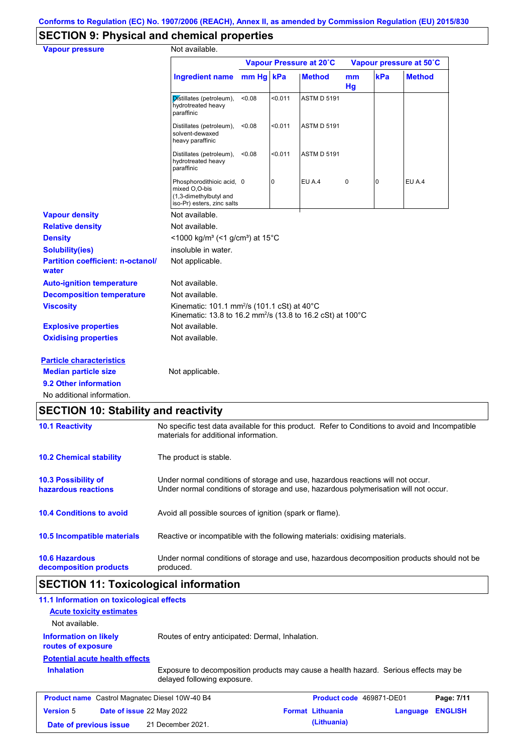Conforms to Regulation (EC) No. 1907/2006 (REACH), Annex II, as amended by Commission Regulation (EU) 2015/830

## SECTION 9: Physical and chemical properties

**Vapour pressure** Not available.

| Ingredient name | Vapour Pressure at 20˚C | | | Vapour pressure at 50˚C | | |
|---|---|---|---|---|---|---|
| | mm Hg | kPa | Method | mm Hg | kPa | Method |
| Distillates (petroleum), hydrotreated heavy paraffinic | <0.08 | <0.011 | ASTM D 5191 | | | |
| Distillates (petroleum), solvent-dewaxed heavy paraffinic | <0.08 | <0.011 | ASTM D 5191 | | | |
| Distillates (petroleum), hydrotreated heavy paraffinic | <0.08 | <0.011 | ASTM D 5191 | | | |
| Phosphorodithioic acid, mixed O,O-bis (1,3-dimethylbutyl and iso-Pr) esters, zinc salts | 0 | 0 | EU A.4 | 0 | 0 | EU A.4 |

**Vapour density** Not available.

**Relative density** Not available.

**Density** <1000 kg/m³ (<1 g/cm³) at 15°C

**Solubility(ies)** insoluble in water.

**Partition coefficient: n-octanol/water** Not applicable.

**Auto-ignition temperature** Not available.

**Decomposition temperature** Not available.

**Viscosity** Kinematic: 101.1 mm²/s (101.1 cSt) at 40°C
Kinematic: 13.8 to 16.2 mm²/s (13.8 to 16.2 cSt) at 100°C

**Explosive properties** Not available.

**Oxidising properties** Not available.

**Particle characteristics**

**Median particle size** Not applicable.

**9.2 Other information**

No additional information.

## SECTION 10: Stability and reactivity

**10.1 Reactivity** No specific test data available for this product. Refer to Conditions to avoid and Incompatible materials for additional information.

**10.2 Chemical stability** The product is stable.

**10.3 Possibility of hazardous reactions** Under normal conditions of storage and use, hazardous reactions will not occur.
Under normal conditions of storage and use, hazardous polymerisation will not occur.

**10.4 Conditions to avoid** Avoid all possible sources of ignition (spark or flame).

**10.5 Incompatible materials** Reactive or incompatible with the following materials: oxidising materials.

**10.6 Hazardous decomposition products** Under normal conditions of storage and use, hazardous decomposition products should not be produced.

## SECTION 11: Toxicological information

**11.1 Information on toxicological effects**

**Acute toxicity estimates**

Not available.

**Information on likely routes of exposure** Routes of entry anticipated: Dermal, Inhalation.

**Potential acute health effects**

**Inhalation** Exposure to decomposition products may cause a health hazard. Serious effects may be delayed following exposure.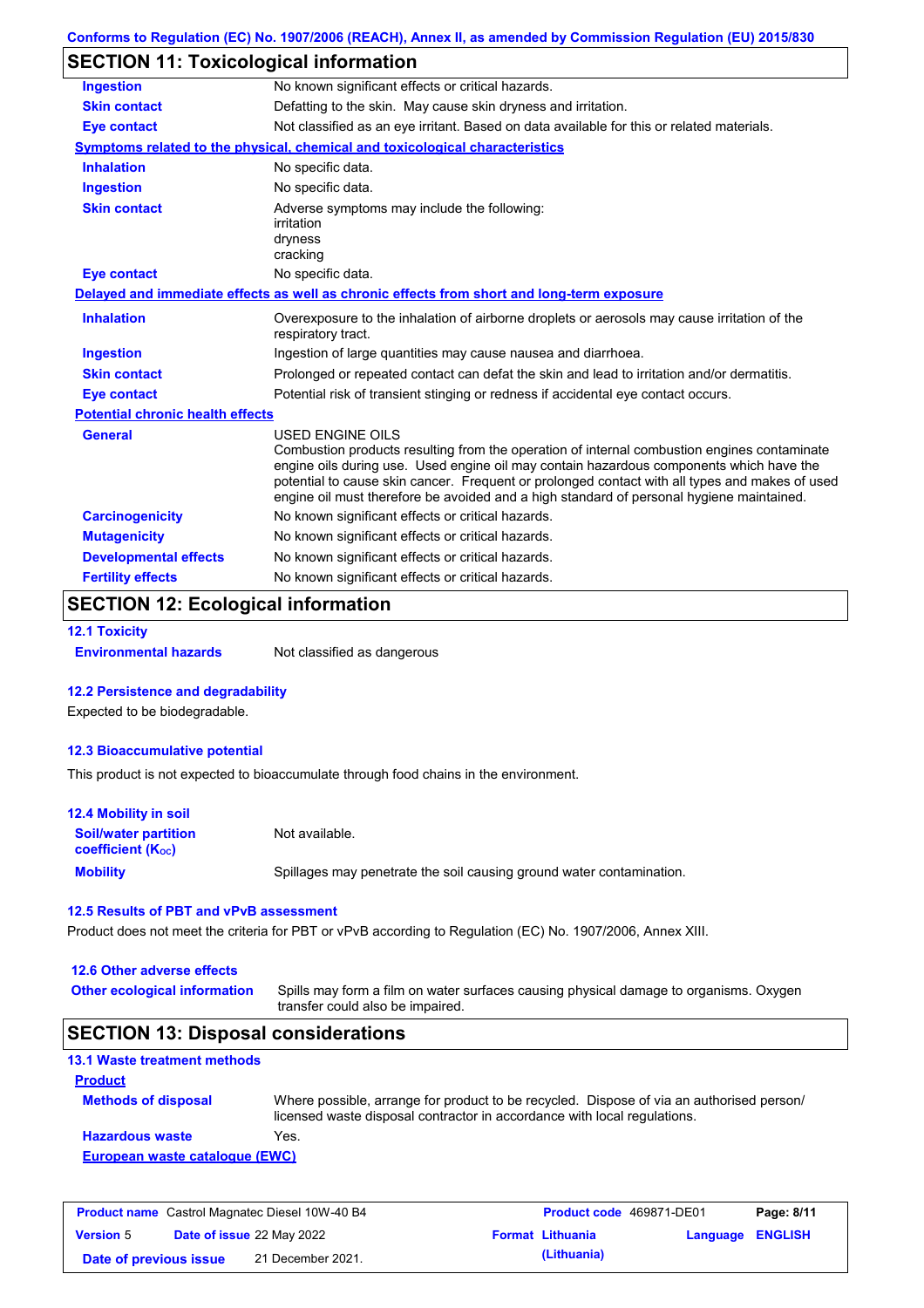## SECTION 11: Toxicological information

| | |
|---|---|
| **Ingestion** | No known significant effects or critical hazards. |
| **Skin contact** | Defatting to the skin. May cause skin dryness and irritation. |
| **Eye contact** | Not classified as an eye irritant. Based on data available for this or related materials. |

**Symptoms related to the physical, chemical and toxicological characteristics**

| | |
|---|---|
| **Inhalation** | No specific data. |
| **Ingestion** | No specific data. |
| **Skin contact** | Adverse symptoms may include the following:<br>irritation<br>dryness<br>cracking |
| **Eye contact** | No specific data. |

**Delayed and immediate effects as well as chronic effects from short and long-term exposure**

| | |
|---|---|
| **Inhalation** | Overexposure to the inhalation of airborne droplets or aerosols may cause irritation of the respiratory tract. |
| **Ingestion** | Ingestion of large quantities may cause nausea and diarrhoea. |
| **Skin contact** | Prolonged or repeated contact can defat the skin and lead to irritation and/or dermatitis. |
| **Eye contact** | Potential risk of transient stinging or redness if accidental eye contact occurs. |

**Potential chronic health effects**

| | |
|---|---|
| **General** | USED ENGINE OILS<br>Combustion products resulting from the operation of internal combustion engines contaminate engine oils during use. Used engine oil may contain hazardous components which have the potential to cause skin cancer. Frequent or prolonged contact with all types and makes of used engine oil must therefore be avoided and a high standard of personal hygiene maintained. |
| **Carcinogenicity** | No known significant effects or critical hazards. |
| **Mutagenicity** | No known significant effects or critical hazards. |
| **Developmental effects** | No known significant effects or critical hazards. |
| **Fertility effects** | No known significant effects or critical hazards. |

## SECTION 12: Ecological information

### 12.1 Toxicity

**Environmental hazards** Not classified as dangerous

### 12.2 Persistence and degradability

Expected to be biodegradable.

### 12.3 Bioaccumulative potential

This product is not expected to bioaccumulate through food chains in the environment.

### 12.4 Mobility in soil

| | |
|---|---|
| **Soil/water partition coefficient ($K_{OC}$)** | Not available. |
| **Mobility** | Spillages may penetrate the soil causing ground water contamination. |

### 12.5 Results of PBT and vPvB assessment

Product does not meet the criteria for PBT or vPvB according to Regulation (EC) No. 1907/2006, Annex XIII.

### 12.6 Other adverse effects

**Other ecological information** Spills may form a film on water surfaces causing physical damage to organisms. Oxygen transfer could also be impaired.

## SECTION 13: Disposal considerations

### 13.1 Waste treatment methods

**Product**

| | |
|---|---|
| **Methods of disposal** | Where possible, arrange for product to be recycled. Dispose of via an authorised person/ licensed waste disposal contractor in accordance with local regulations. |
| **Hazardous waste** | Yes. |

**European waste catalogue (EWC)**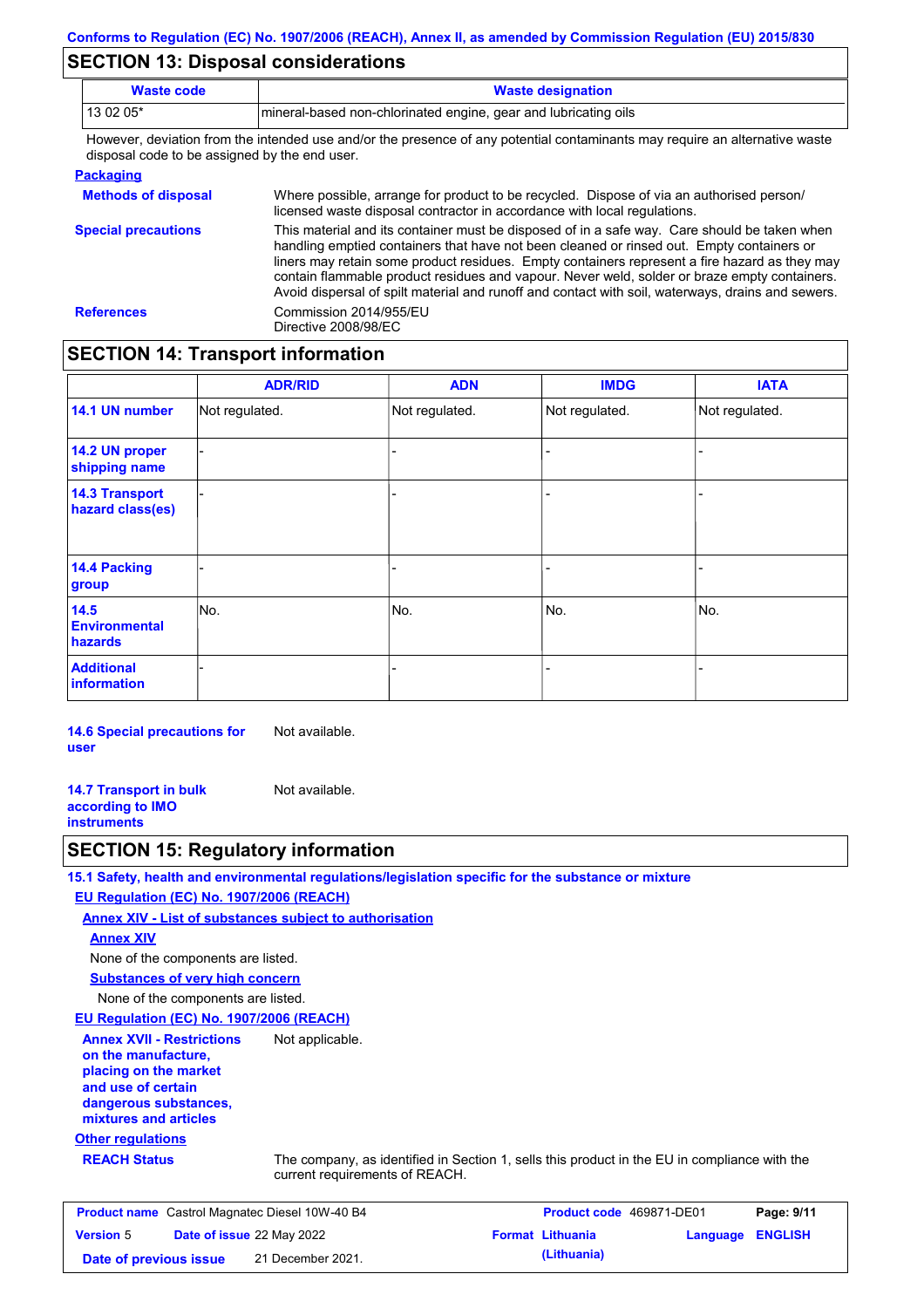## SECTION 13: Disposal considerations

| Waste code | Waste designation |
|---|---|
| 13 02 05* | mineral-based non-chlorinated engine, gear and lubricating oils |

However, deviation from the intended use and/or the presence of any potential contaminants may require an alternative waste disposal code to be assigned by the end user.

**Packaging**

**Methods of disposal**
Where possible, arrange for product to be recycled. Dispose of via an authorised person/ licensed waste disposal contractor in accordance with local regulations.

**Special precautions**
This material and its container must be disposed of in a safe way. Care should be taken when handling emptied containers that have not been cleaned or rinsed out. Empty containers or liners may retain some product residues. Empty containers represent a fire hazard as they may contain flammable product residues and vapour. Never weld, solder or braze empty containers. Avoid dispersal of spilt material and runoff and contact with soil, waterways, drains and sewers.

**References**
Commission 2014/955/EU
Directive 2008/98/EC

## SECTION 14: Transport information

| | ADR/RID | ADN | IMDG | IATA |
|---|---|---|---|---|
| **14.1 UN number** | Not regulated. | Not regulated. | Not regulated. | Not regulated. |
| **14.2 UN proper shipping name** | - | - | - | - |
| **14.3 Transport hazard class(es)** | - | - | - | - |
| **14.4 Packing group** | - | - | - | - |
| **14.5 Environmental hazards** | No. | No. | No. | No. |
| **Additional information** | - | - | - | - |

**14.6 Special precautions for user**
Not available.

**14.7 Transport in bulk according to IMO instruments**
Not available.

## SECTION 15: Regulatory information

**15.1 Safety, health and environmental regulations/legislation specific for the substance or mixture**

**EU Regulation (EC) No. 1907/2006 (REACH)**

**Annex XIV - List of substances subject to authorisation**

**Annex XIV**

None of the components are listed.

**Substances of very high concern**

None of the components are listed.

**EU Regulation (EC) No. 1907/2006 (REACH)**

**Annex XVII - Restrictions on the manufacture, placing on the market and use of certain dangerous substances, mixtures and articles**
Not applicable.

**Other regulations**

**REACH Status**
The company, as identified in Section 1, sells this product in the EU in compliance with the current requirements of REACH.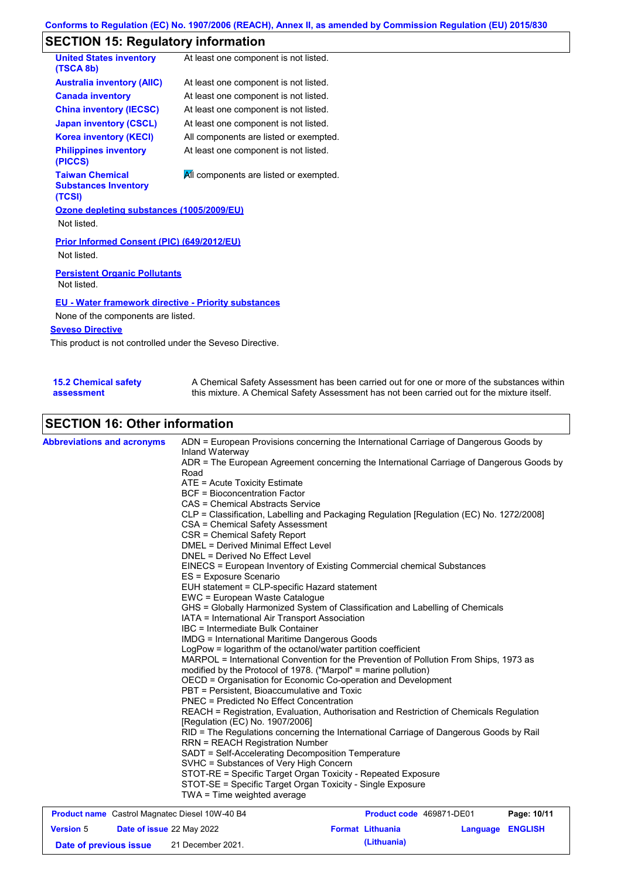## SECTION 15: Regulatory information

| | |
|---|---|
| **United States inventory (TSCA 8b)** | At least one component is not listed. |
| **Australia inventory (AIIC)** | At least one component is not listed. |
| **Canada inventory** | At least one component is not listed. |
| **China inventory (IECSC)** | At least one component is not listed. |
| **Japan inventory (CSCL)** | At least one component is not listed. |
| **Korea inventory (KECI)** | All components are listed or exempted. |
| **Philippines inventory (PICCS)** | At least one component is not listed. |
| **Taiwan Chemical Substances Inventory (TCSI)** | All components are listed or exempted. |

**Ozone depleting substances (1005/2009/EU)**

Not listed.

**Prior Informed Consent (PIC) (649/2012/EU)**

Not listed.

**Persistent Organic Pollutants**

Not listed.

**EU - Water framework directive - Priority substances**

None of the components are listed.

**Seveso Directive**

This product is not controlled under the Seveso Directive.

**15.2 Chemical safety assessment**

A Chemical Safety Assessment has been carried out for one or more of the substances within this mixture. A Chemical Safety Assessment has not been carried out for the mixture itself.

## SECTION 16: Other information

**Abbreviations and acronyms**

ADN = European Provisions concerning the International Carriage of Dangerous Goods by Inland Waterway
ADR = The European Agreement concerning the International Carriage of Dangerous Goods by Road
ATE = Acute Toxicity Estimate
BCF = Bioconcentration Factor
CAS = Chemical Abstracts Service
CLP = Classification, Labelling and Packaging Regulation [Regulation (EC) No. 1272/2008]
CSA = Chemical Safety Assessment
CSR = Chemical Safety Report
DMEL = Derived Minimal Effect Level
DNEL = Derived No Effect Level
EINECS = European Inventory of Existing Commercial chemical Substances
ES = Exposure Scenario
EUH statement = CLP-specific Hazard statement
EWC = European Waste Catalogue
GHS = Globally Harmonized System of Classification and Labelling of Chemicals
IATA = International Air Transport Association
IBC = Intermediate Bulk Container
IMDG = International Maritime Dangerous Goods
LogPow = logarithm of the octanol/water partition coefficient
MARPOL = International Convention for the Prevention of Pollution From Ships, 1973 as modified by the Protocol of 1978. ("Marpol" = marine pollution)
OECD = Organisation for Economic Co-operation and Development
PBT = Persistent, Bioaccumulative and Toxic
PNEC = Predicted No Effect Concentration
REACH = Registration, Evaluation, Authorisation and Restriction of Chemicals Regulation [Regulation (EC) No. 1907/2006]
RID = The Regulations concerning the International Carriage of Dangerous Goods by Rail
RRN = REACH Registration Number
SADT = Self-Accelerating Decomposition Temperature
SVHC = Substances of Very High Concern
STOT-RE = Specific Target Organ Toxicity - Repeated Exposure
STOT-SE = Specific Target Organ Toxicity - Single Exposure
TWA = Time weighted average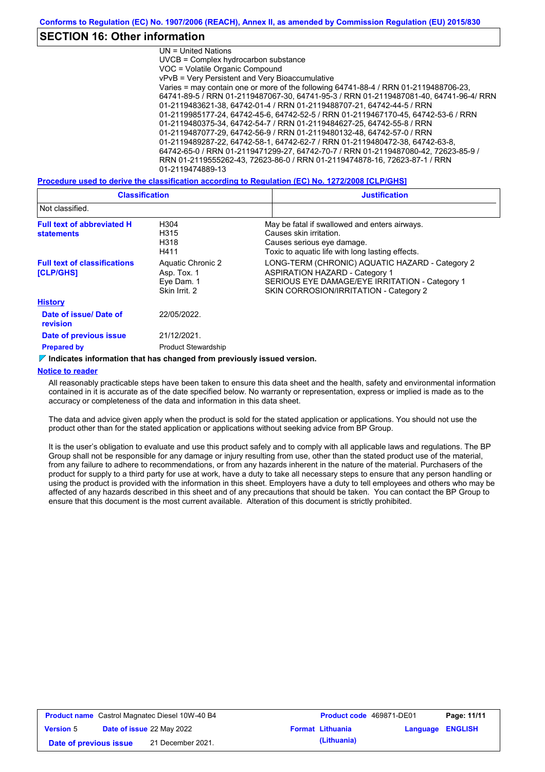## SECTION 16: Other information

UN = United Nations
UVCB = Complex hydrocarbon substance
VOC = Volatile Organic Compound
vPvB = Very Persistent and Very Bioaccumulative
Varies = may contain one or more of the following 64741-88-4 / RRN 01-2119488706-23, 64741-89-5 / RRN 01-2119487067-30, 64741-95-3 / RRN 01-2119487081-40, 64741-96-4/ RRN 01-2119483621-38, 64742-01-4 / RRN 01-2119488707-21, 64742-44-5 / RRN 01-2119985177-24, 64742-45-6, 64742-52-5 / RRN 01-2119467170-45, 64742-53-6 / RRN 01-2119480375-34, 64742-54-7 / RRN 01-2119484627-25, 64742-55-8 / RRN 01-2119487077-29, 64742-56-9 / RRN 01-2119480132-48, 64742-57-0 / RRN 01-2119489287-22, 64742-58-1, 64742-62-7 / RRN 01-2119480472-38, 64742-63-8, 64742-65-0 / RRN 01-2119471299-27, 64742-70-7 / RRN 01-2119487080-42, 72623-85-9 / RRN 01-2119555262-43, 72623-86-0 / RRN 01-2119474878-16, 72623-87-1 / RRN 01-2119474889-13

**Procedure used to derive the classification according to Regulation (EC) No. 1272/2008 [CLP/GHS]**

| Classification | Justification |
|---|---|
| Not classified. | |

**Full text of abbreviated H statements**

| | |
|---|---|
| H304 | May be fatal if swallowed and enters airways. |
| H315 | Causes skin irritation. |
| H318 | Causes serious eye damage. |
| H411 | Toxic to aquatic life with long lasting effects. |

**Full text of classifications [CLP/GHS]**

| | |
|---|---|
| Aquatic Chronic 2 | LONG-TERM (CHRONIC) AQUATIC HAZARD - Category 2 |
| Asp. Tox. 1 | ASPIRATION HAZARD - Category 1 |
| Eye Dam. 1 | SERIOUS EYE DAMAGE/EYE IRRITATION - Category 1 |
| Skin Irrit. 2 | SKIN CORROSION/IRRITATION - Category 2 |

**History**

**Date of issue/ Date of revision**: 22/05/2022.

**Date of previous issue**: 21/12/2021.

**Prepared by**: Product Stewardship

**Indicates information that has changed from previously issued version.**

**Notice to reader**

All reasonably practicable steps have been taken to ensure this data sheet and the health, safety and environmental information contained in it is accurate as of the date specified below. No warranty or representation, express or implied is made as to the accuracy or completeness of the data and information in this data sheet.

The data and advice given apply when the product is sold for the stated application or applications. You should not use the product other than for the stated application or applications without seeking advice from BP Group.

It is the user's obligation to evaluate and use this product safely and to comply with all applicable laws and regulations. The BP Group shall not be responsible for any damage or injury resulting from use, other than the stated product use of the material, from any failure to adhere to recommendations, or from any hazards inherent in the nature of the material. Purchasers of the product for supply to a third party for use at work, have a duty to take all necessary steps to ensure that any person handling or using the product is provided with the information in this sheet. Employers have a duty to tell employees and others who may be affected of any hazards described in this sheet and of any precautions that should be taken. You can contact the BP Group to ensure that this document is the most current available. Alteration of this document is strictly prohibited.